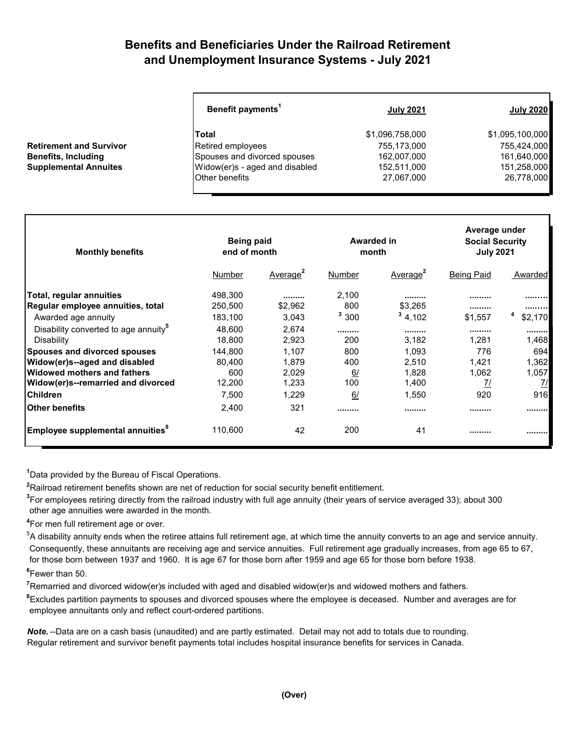# Benefits and Beneficiaries Under the Railroad Retirement and Unemployment Insurance Systems - July 2021

| | Benefit payments[1] | July 2021 | July 2020 |
|---|---|---|---|
| | **Total** | $1,096,758,000 | $1,095,100,000 |
| **Retirement and Survivor** | Retired employees | 755,173,000 | 755,424,000 |
| **Benefits, Including** | Spouses and divorced spouses | 162,007,000 | 161,640,000 |
| **Supplemental Annuites** | Widow(er)s - aged and disabled | 152,511,000 | 151,258,000 |
| | Other benefits | 27,067,000 | 26,778,000 |

| Monthly benefits | Being paid end of month | | Awarded in month | | Average under Social Security July 2021 | |
|---|---|---|---|---|---|---|
| | Number | Average[2] | Number | Average[2] | Being Paid | Awarded |
| **Total, regular annuities** | 498,300 | ......... | 2,100 | ......... | ......... | ......... |
| **Regular employee annuities, total** | 250,500 | $2,962 | 800 | $3,265 | ......... | ......... |
| Awarded age annuity | 183,100 | 3,043 | [3] 300 | [3] 4,102 | $1,557 | [4] $2,170 |
| Disability converted to age annuity[5] | 48,600 | 2,674 | ......... | ......... | ......... | ......... |
| Disability | 18,800 | 2,923 | 200 | 3,182 | 1,281 | 1,468 |
| **Spouses and divorced spouses** | 144,800 | 1,107 | 800 | 1,093 | 776 | 694 |
| **Widow(er)s--aged and disabled** | 80,400 | 1,879 | 400 | 2,510 | 1,421 | 1,362 |
| **Widowed mothers and fathers** | 600 | 2,029 | 6/ | 1,828 | 1,062 | 1,057 |
| **Widow(er)s--remarried and divorced** | 12,200 | 1,233 | 100 | 1,400 | 7/ | 7/ |
| **Children** | 7,500 | 1,229 | 6/ | 1,550 | 920 | 916 |
| **Other benefits** | 2,400 | 321 | ......... | ......... | ......... | ......... |
| **Employee supplemental annuities[8]** | 110,600 | 42 | 200 | 41 | ......... | ......... |

[1]Data provided by the Bureau of Fiscal Operations.

[2]Railroad retirement benefits shown are net of reduction for social security benefit entitlement.

[3]For employees retiring directly from the railroad industry with full age annuity (their years of service averaged 33); about 300 other age annuities were awarded in the month.

[4]For men full retirement age or over.

[5]A disability annuity ends when the retiree attains full retirement age, at which time the annuity converts to an age and service annuity. Consequently, these annuitants are receiving age and service annuities. Full retirement age gradually increases, from age 65 to 67, for those born between 1937 and 1960. It is age 67 for those born after 1959 and age 65 for those born before 1938.

[6]Fewer than 50.

[7]Remarried and divorced widow(er)s included with aged and disabled widow(er)s and widowed mothers and fathers.

[8]Excludes partition payments to spouses and divorced spouses where the employee is deceased. Number and averages are for employee annuitants only and reflect court-ordered partitions.

*Note.* --Data are on a cash basis (unaudited) and are partly estimated. Detail may not add to totals due to rounding. Regular retirement and survivor benefit payments total includes hospital insurance benefits for services in Canada.

**(Over)**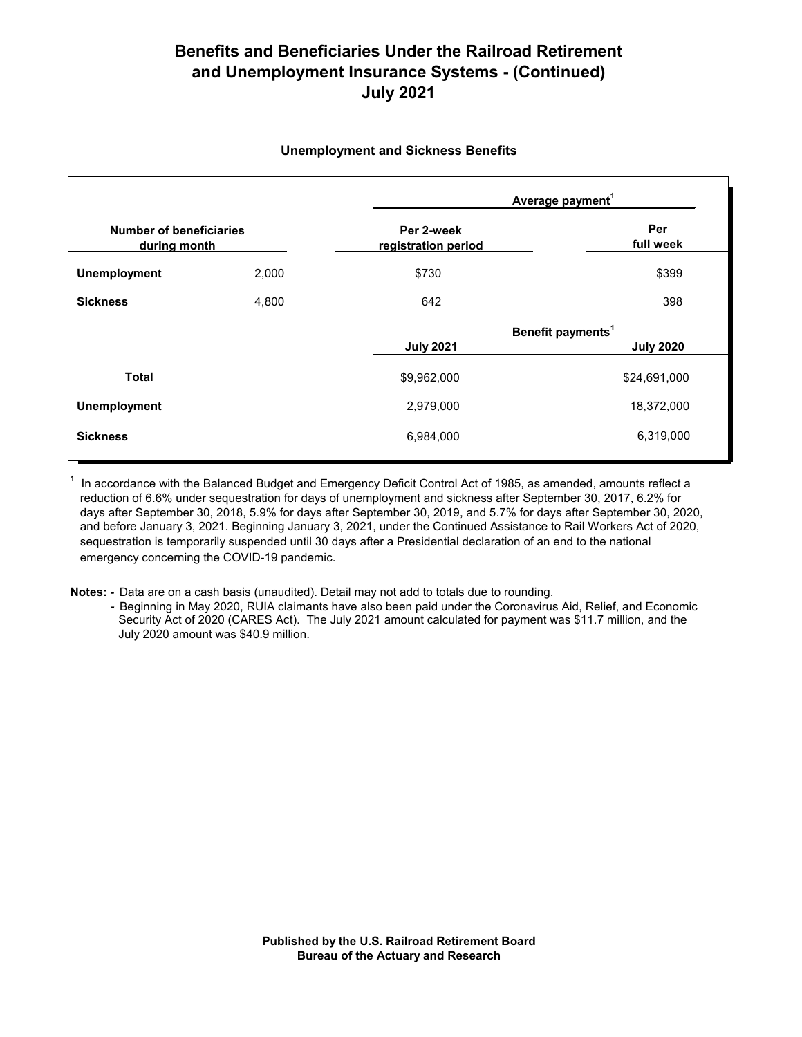# Benefits and Beneficiaries Under the Railroad Retirement and Unemployment Insurance Systems - (Continued)
# July 2021

### Unemployment and Sickness Benefits

| Number of beneficiaries during month | | Average payment[1] Per 2-week registration period | Per full week |
|---|---|---|---|
| **Unemployment** | 2,000 | $730 | $399 |
| **Sickness** | 4,800 | 642 | 398 |
| | | **Benefit payments[1]** | |
| | | **July 2021** | **July 2020** |
| **Total** | | $9,962,000 | $24,691,000 |
| **Unemployment** | | 2,979,000 | 18,372,000 |
| **Sickness** | | 6,984,000 | 6,319,000 |

[1] In accordance with the Balanced Budget and Emergency Deficit Control Act of 1985, as amended, amounts reflect a reduction of 6.6% under sequestration for days of unemployment and sickness after September 30, 2017, 6.2% for days after September 30, 2018, 5.9% for days after September 30, 2019, and 5.7% for days after September 30, 2020, and before January 3, 2021. Beginning January 3, 2021, under the Continued Assistance to Rail Workers Act of 2020, sequestration is temporarily suspended until 30 days after a Presidential declaration of an end to the national emergency concerning the COVID-19 pandemic.

**Notes:**
- Data are on a cash basis (unaudited). Detail may not add to totals due to rounding.
- Beginning in May 2020, RUIA claimants have also been paid under the Coronavirus Aid, Relief, and Economic Security Act of 2020 (CARES Act). The July 2021 amount calculated for payment was $11.7 million, and the July 2020 amount was $40.9 million.

**Published by the U.S. Railroad Retirement Board**
**Bureau of the Actuary and Research**